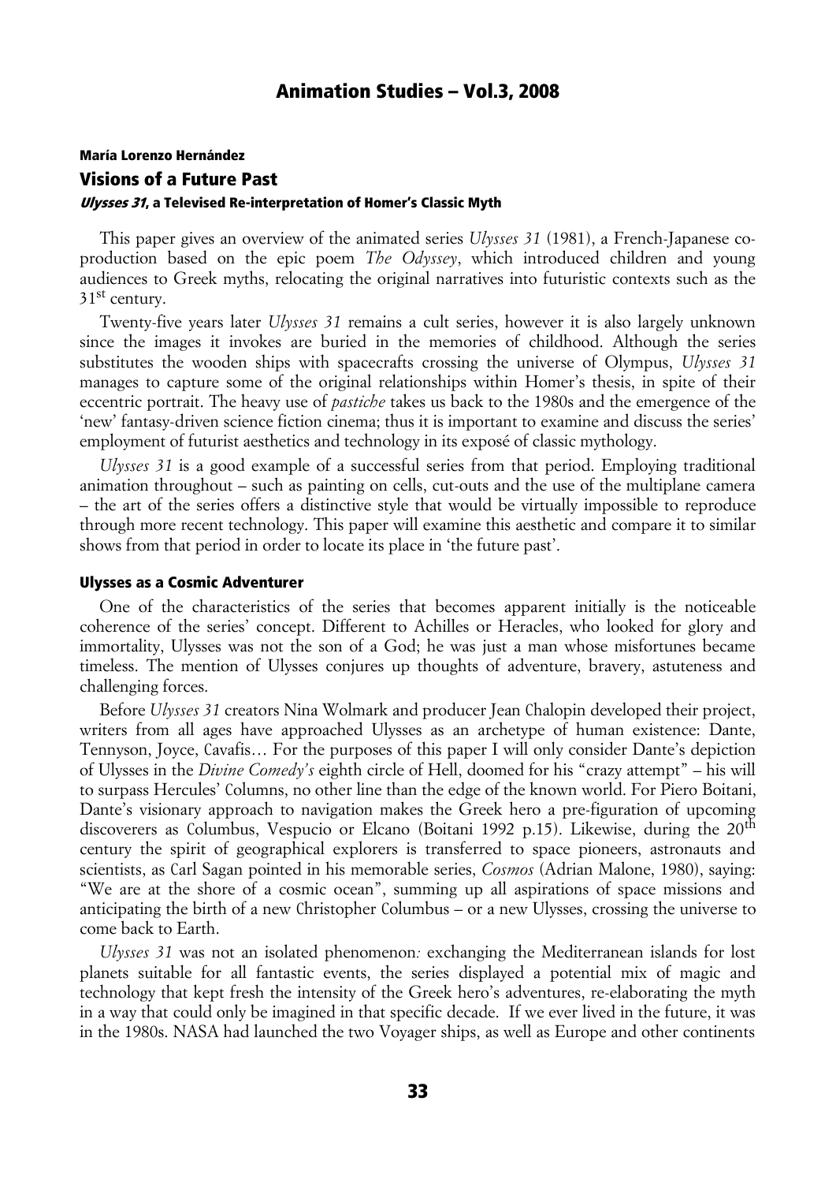## María Lorenzo Hernández

# Visions of a Future Past

### *Ulysses 31*, a Televised Re-interpretation of Homer's Classic Myth

This paper gives an overview of the animated series *Ulysses 31* (1981), a French-Japanese co-production based on the epic poem *The Odyssey*, which introduced children and young audiences to Greek myths, relocating the original narratives into futuristic contexts such as the 31st century.

Twenty-five years later *Ulysses 31* remains a cult series, however it is also largely unknown since the images it invokes are buried in the memories of childhood. Although the series substitutes the wooden ships with spacecrafts crossing the universe of Olympus, *Ulysses 31* manages to capture some of the original relationships within Homer's thesis, in spite of their eccentric portrait. The heavy use of *pastiche* takes us back to the 1980s and the emergence of the 'new' fantasy-driven science fiction cinema; thus it is important to examine and discuss the series' employment of futurist aesthetics and technology in its exposé of classic mythology.

*Ulysses 31* is a good example of a successful series from that period. Employing traditional animation throughout – such as painting on cells, cut-outs and the use of the multiplane camera – the art of the series offers a distinctive style that would be virtually impossible to reproduce through more recent technology. This paper will examine this aesthetic and compare it to similar shows from that period in order to locate its place in 'the future past'.

## Ulysses as a Cosmic Adventurer

One of the characteristics of the series that becomes apparent initially is the noticeable coherence of the series' concept. Different to Achilles or Heracles, who looked for glory and immortality, Ulysses was not the son of a God; he was just a man whose misfortunes became timeless. The mention of Ulysses conjures up thoughts of adventure, bravery, astuteness and challenging forces.

Before *Ulysses 31* creators Nina Wolmark and producer Jean Chalopin developed their project, writers from all ages have approached Ulysses as an archetype of human existence: Dante, Tennyson, Joyce, Cavafis… For the purposes of this paper I will only consider Dante's depiction of Ulysses in the *Divine Comedy's* eighth circle of Hell, doomed for his "crazy attempt" – his will to surpass Hercules' Columns, no other line than the edge of the known world. For Piero Boitani, Dante's visionary approach to navigation makes the Greek hero a pre-figuration of upcoming discoverers as Columbus, Vespucio or Elcano (Boitani 1992 p.15). Likewise, during the 20th century the spirit of geographical explorers is transferred to space pioneers, astronauts and scientists, as Carl Sagan pointed in his memorable series, *Cosmos* (Adrian Malone, 1980), saying: "We are at the shore of a cosmic ocean", summing up all aspirations of space missions and anticipating the birth of a new Christopher Columbus – or a new Ulysses, crossing the universe to come back to Earth.

*Ulysses 31* was not an isolated phenomenon*:* exchanging the Mediterranean islands for lost planets suitable for all fantastic events, the series displayed a potential mix of magic and technology that kept fresh the intensity of the Greek hero's adventures, re-elaborating the myth in a way that could only be imagined in that specific decade. If we ever lived in the future, it was in the 1980s. NASA had launched the two Voyager ships, as well as Europe and other continents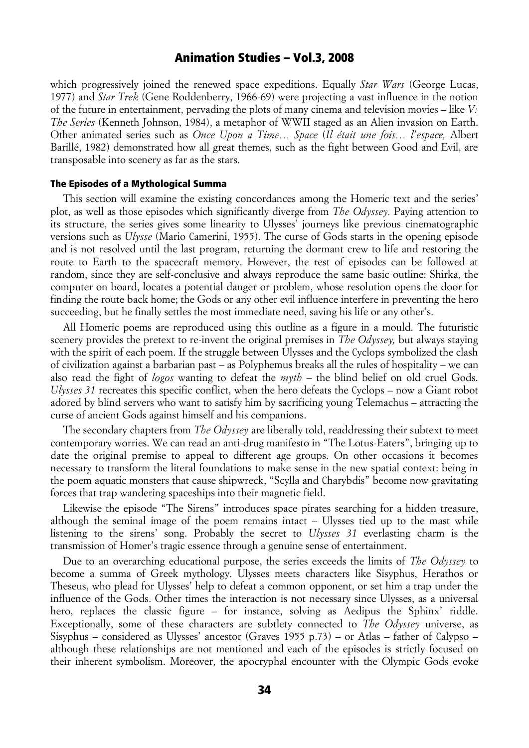which progressively joined the renewed space expeditions. Equally *Star Wars* (George Lucas, 1977) and *Star Trek* (Gene Roddenberry, 1966-69) were projecting a vast influence in the notion of the future in entertainment, pervading the plots of many cinema and television movies – like *V: The Series* (Kenneth Johnson, 1984), a metaphor of WWII staged as an Alien invasion on Earth. Other animated series such as *Once Upon a Time… Space* (*Il était une fois… l'espace,* Albert Barillé, 1982) demonstrated how all great themes, such as the fight between Good and Evil, are transposable into scenery as far as the stars.

### The Episodes of a Mythological Summa

This section will examine the existing concordances among the Homeric text and the series' plot, as well as those episodes which significantly diverge from *The Odyssey.* Paying attention to its structure, the series gives some linearity to Ulysses' journeys like previous cinematographic versions such as *Ulysse* (Mario Camerini, 1955). The curse of Gods starts in the opening episode and is not resolved until the last program, returning the dormant crew to life and restoring the route to Earth to the spacecraft memory. However, the rest of episodes can be followed at random, since they are self-conclusive and always reproduce the same basic outline: Shirka, the computer on board, locates a potential danger or problem, whose resolution opens the door for finding the route back home; the Gods or any other evil influence interfere in preventing the hero succeeding, but he finally settles the most immediate need, saving his life or any other's.

All Homeric poems are reproduced using this outline as a figure in a mould. The futuristic scenery provides the pretext to re-invent the original premises in *The Odyssey,* but always staying with the spirit of each poem. If the struggle between Ulysses and the Cyclops symbolized the clash of civilization against a barbarian past – as Polyphemus breaks all the rules of hospitality – we can also read the fight of *logos* wanting to defeat the *myth* – the blind belief on old cruel Gods. *Ulysses 31* recreates this specific conflict, when the hero defeats the Cyclops – now a Giant robot adored by blind servers who want to satisfy him by sacrificing young Telemachus – attracting the curse of ancient Gods against himself and his companions.

The secondary chapters from *The Odyssey* are liberally told, readdressing their subtext to meet contemporary worries. We can read an anti-drug manifesto in "The Lotus-Eaters", bringing up to date the original premise to appeal to different age groups. On other occasions it becomes necessary to transform the literal foundations to make sense in the new spatial context: being in the poem aquatic monsters that cause shipwreck, "Scylla and Charybdis" become now gravitating forces that trap wandering spaceships into their magnetic field.

Likewise the episode "The Sirens" introduces space pirates searching for a hidden treasure, although the seminal image of the poem remains intact – Ulysses tied up to the mast while listening to the sirens' song. Probably the secret to *Ulysses 31* everlasting charm is the transmission of Homer's tragic essence through a genuine sense of entertainment.

Due to an overarching educational purpose, the series exceeds the limits of *The Odyssey* to become a summa of Greek mythology. Ulysses meets characters like Sisyphus, Herathos or Theseus, who plead for Ulysses' help to defeat a common opponent, or set him a trap under the influence of the Gods. Other times the interaction is not necessary since Ulysses, as a universal hero, replaces the classic figure – for instance, solving as Aedipus the Sphinx' riddle. Exceptionally, some of these characters are subtlety connected to *The Odyssey* universe, as Sisyphus – considered as Ulysses' ancestor (Graves 1955 p.73) – or Atlas – father of Calypso – although these relationships are not mentioned and each of the episodes is strictly focused on their inherent symbolism. Moreover, the apocryphal encounter with the Olympic Gods evoke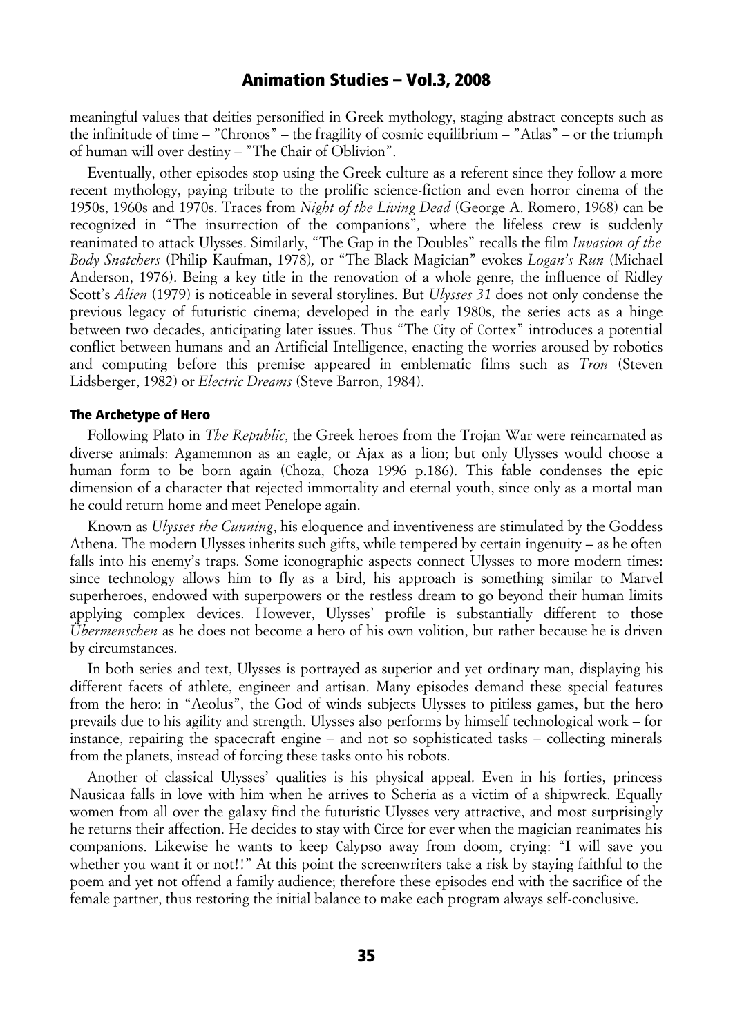meaningful values that deities personified in Greek mythology, staging abstract concepts such as the infinitude of time – "Chronos" – the fragility of cosmic equilibrium – "Atlas" – or the triumph of human will over destiny – "The Chair of Oblivion".

Eventually, other episodes stop using the Greek culture as a referent since they follow a more recent mythology, paying tribute to the prolific science-fiction and even horror cinema of the 1950s, 1960s and 1970s. Traces from *Night of the Living Dead* (George A. Romero, 1968) can be recognized in "The insurrection of the companions", where the lifeless crew is suddenly reanimated to attack Ulysses. Similarly, "The Gap in the Doubles" recalls the film *Invasion of the Body Snatchers* (Philip Kaufman, 1978), or "The Black Magician" evokes *Logan's Run* (Michael Anderson, 1976). Being a key title in the renovation of a whole genre, the influence of Ridley Scott's *Alien* (1979) is noticeable in several storylines. But *Ulysses 31* does not only condense the previous legacy of futuristic cinema; developed in the early 1980s, the series acts as a hinge between two decades, anticipating later issues. Thus "The City of Cortex" introduces a potential conflict between humans and an Artificial Intelligence, enacting the worries aroused by robotics and computing before this premise appeared in emblematic films such as *Tron* (Steven Lidsberger, 1982) or *Electric Dreams* (Steve Barron, 1984).

### The Archetype of Hero

Following Plato in *The Republic*, the Greek heroes from the Trojan War were reincarnated as diverse animals: Agamemnon as an eagle, or Ajax as a lion; but only Ulysses would choose a human form to be born again (Choza, Choza 1996 p.186). This fable condenses the epic dimension of a character that rejected immortality and eternal youth, since only as a mortal man he could return home and meet Penelope again.

Known as *Ulysses the Cunning*, his eloquence and inventiveness are stimulated by the Goddess Athena. The modern Ulysses inherits such gifts, while tempered by certain ingenuity – as he often falls into his enemy's traps. Some iconographic aspects connect Ulysses to more modern times: since technology allows him to fly as a bird, his approach is something similar to Marvel superheroes, endowed with superpowers or the restless dream to go beyond their human limits applying complex devices. However, Ulysses' profile is substantially different to those *Übermenschen* as he does not become a hero of his own volition, but rather because he is driven by circumstances.

In both series and text, Ulysses is portrayed as superior and yet ordinary man, displaying his different facets of athlete, engineer and artisan. Many episodes demand these special features from the hero: in "Aeolus", the God of winds subjects Ulysses to pitiless games, but the hero prevails due to his agility and strength. Ulysses also performs by himself technological work – for instance, repairing the spacecraft engine – and not so sophisticated tasks – collecting minerals from the planets, instead of forcing these tasks onto his robots.

Another of classical Ulysses' qualities is his physical appeal. Even in his forties, princess Nausicaa falls in love with him when he arrives to Scheria as a victim of a shipwreck. Equally women from all over the galaxy find the futuristic Ulysses very attractive, and most surprisingly he returns their affection. He decides to stay with Circe for ever when the magician reanimates his companions. Likewise he wants to keep Calypso away from doom, crying: "I will save you whether you want it or not!!" At this point the screenwriters take a risk by staying faithful to the poem and yet not offend a family audience; therefore these episodes end with the sacrifice of the female partner, thus restoring the initial balance to make each program always self-conclusive.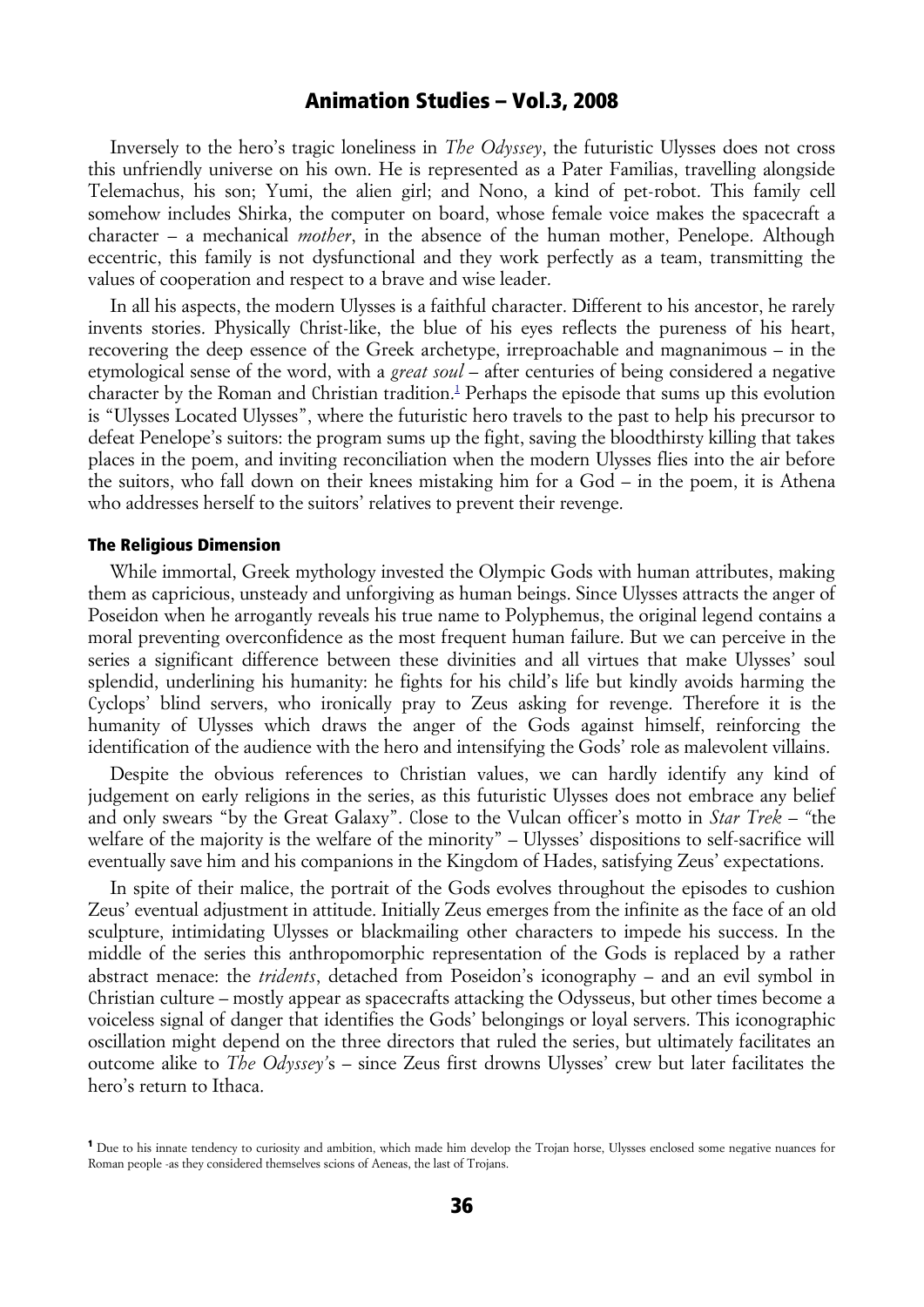Inversely to the hero's tragic loneliness in *The Odyssey*, the futuristic Ulysses does not cross this unfriendly universe on his own. He is represented as a Pater Familias, travelling alongside Telemachus, his son; Yumi, the alien girl; and Nono, a kind of pet-robot. This family cell somehow includes Shirka, the computer on board, whose female voice makes the spacecraft a character – a mechanical *mother*, in the absence of the human mother, Penelope. Although eccentric, this family is not dysfunctional and they work perfectly as a team, transmitting the values of cooperation and respect to a brave and wise leader.

In all his aspects, the modern Ulysses is a faithful character. Different to his ancestor, he rarely invents stories. Physically Christ-like, the blue of his eyes reflects the pureness of his heart, recovering the deep essence of the Greek archetype, irreproachable and magnanimous – in the etymological sense of the word, with a *great soul* – after centuries of being considered a negative character by the Roman and Christian tradition.[1] Perhaps the episode that sums up this evolution is "Ulysses Located Ulysses", where the futuristic hero travels to the past to help his precursor to defeat Penelope's suitors: the program sums up the fight, saving the bloodthirsty killing that takes places in the poem, and inviting reconciliation when the modern Ulysses flies into the air before the suitors, who fall down on their knees mistaking him for a God – in the poem, it is Athena who addresses herself to the suitors' relatives to prevent their revenge.

#### The Religious Dimension

While immortal, Greek mythology invested the Olympic Gods with human attributes, making them as capricious, unsteady and unforgiving as human beings. Since Ulysses attracts the anger of Poseidon when he arrogantly reveals his true name to Polyphemus, the original legend contains a moral preventing overconfidence as the most frequent human failure. But we can perceive in the series a significant difference between these divinities and all virtues that make Ulysses' soul splendid, underlining his humanity: he fights for his child's life but kindly avoids harming the Cyclops' blind servers, who ironically pray to Zeus asking for revenge. Therefore it is the humanity of Ulysses which draws the anger of the Gods against himself, reinforcing the identification of the audience with the hero and intensifying the Gods' role as malevolent villains.

Despite the obvious references to Christian values, we can hardly identify any kind of judgement on early religions in the series, as this futuristic Ulysses does not embrace any belief and only swears "by the Great Galaxy". Close to the Vulcan officer's motto in *Star Trek* – "the welfare of the majority is the welfare of the minority" – Ulysses' dispositions to self-sacrifice will eventually save him and his companions in the Kingdom of Hades, satisfying Zeus' expectations.

In spite of their malice, the portrait of the Gods evolves throughout the episodes to cushion Zeus' eventual adjustment in attitude. Initially Zeus emerges from the infinite as the face of an old sculpture, intimidating Ulysses or blackmailing other characters to impede his success. In the middle of the series this anthropomorphic representation of the Gods is replaced by a rather abstract menace: the *tridents*, detached from Poseidon's iconography – and an evil symbol in Christian culture – mostly appear as spacecrafts attacking the Odysseus, but other times become a voiceless signal of danger that identifies the Gods' belongings or loyal servers. This iconographic oscillation might depend on the three directors that ruled the series, but ultimately facilitates an outcome alike to *The Odyssey*'s – since Zeus first drowns Ulysses' crew but later facilitates the hero's return to Ithaca.

[1] Due to his innate tendency to curiosity and ambition, which made him develop the Trojan horse, Ulysses enclosed some negative nuances for Roman people -as they considered themselves scions of Aeneas, the last of Trojans.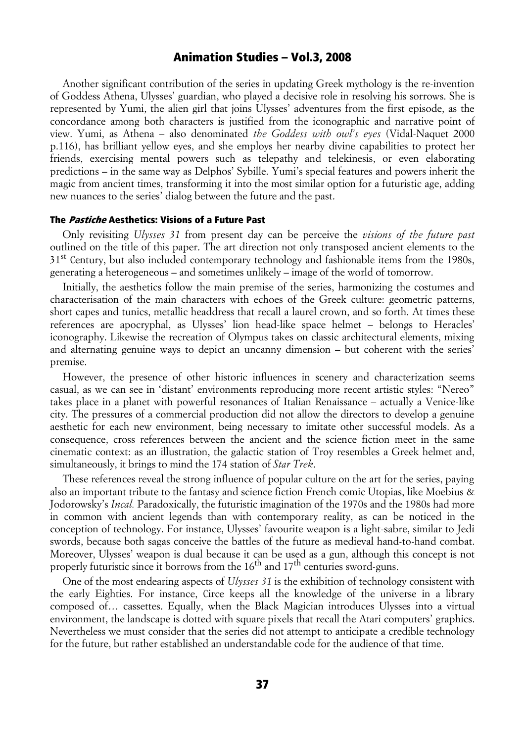Another significant contribution of the series in updating Greek mythology is the re-invention of Goddess Athena, Ulysses' guardian, who played a decisive role in resolving his sorrows. She is represented by Yumi, the alien girl that joins Ulysses' adventures from the first episode, as the concordance among both characters is justified from the iconographic and narrative point of view. Yumi, as Athena – also denominated *the Goddess with owl's eyes* (Vidal-Naquet 2000 p.116), has brilliant yellow eyes, and she employs her nearby divine capabilities to protect her friends, exercising mental powers such as telepathy and telekinesis, or even elaborating predictions – in the same way as Delphos' Sybille. Yumi's special features and powers inherit the magic from ancient times, transforming it into the most similar option for a futuristic age, adding new nuances to the series' dialog between the future and the past.

### The *Pastiche* Aesthetics: Visions of a Future Past

Only revisiting *Ulysses 31* from present day can be perceive the *visions of the future past* outlined on the title of this paper. The art direction not only transposed ancient elements to the 31st Century, but also included contemporary technology and fashionable items from the 1980s, generating a heterogeneous – and sometimes unlikely – image of the world of tomorrow.

Initially, the aesthetics follow the main premise of the series, harmonizing the costumes and characterisation of the main characters with echoes of the Greek culture: geometric patterns, short capes and tunics, metallic headdress that recall a laurel crown, and so forth. At times these references are apocryphal, as Ulysses' lion head-like space helmet – belongs to Heracles' iconography. Likewise the recreation of Olympus takes on classic architectural elements, mixing and alternating genuine ways to depict an uncanny dimension – but coherent with the series' premise.

However, the presence of other historic influences in scenery and characterization seems casual, as we can see in 'distant' environments reproducing more recent artistic styles: "Nereo" takes place in a planet with powerful resonances of Italian Renaissance – actually a Venice-like city. The pressures of a commercial production did not allow the directors to develop a genuine aesthetic for each new environment, being necessary to imitate other successful models. As a consequence, cross references between the ancient and the science fiction meet in the same cinematic context: as an illustration, the galactic station of Troy resembles a Greek helmet and, simultaneously, it brings to mind the 174 station of *Star Trek*.

These references reveal the strong influence of popular culture on the art for the series, paying also an important tribute to the fantasy and science fiction French comic Utopias, like Moebius & Jodorowsky's *Incal.* Paradoxically, the futuristic imagination of the 1970s and the 1980s had more in common with ancient legends than with contemporary reality, as can be noticed in the conception of technology. For instance, Ulysses' favourite weapon is a light-sabre, similar to Jedi swords, because both sagas conceive the battles of the future as medieval hand-to-hand combat. Moreover, Ulysses' weapon is dual because it can be used as a gun, although this concept is not properly futuristic since it borrows from the 16th and 17th centuries sword-guns.

One of the most endearing aspects of *Ulysses 31* is the exhibition of technology consistent with the early Eighties. For instance, Circe keeps all the knowledge of the universe in a library composed of… cassettes. Equally, when the Black Magician introduces Ulysses into a virtual environment, the landscape is dotted with square pixels that recall the Atari computers' graphics. Nevertheless we must consider that the series did not attempt to anticipate a credible technology for the future, but rather established an understandable code for the audience of that time.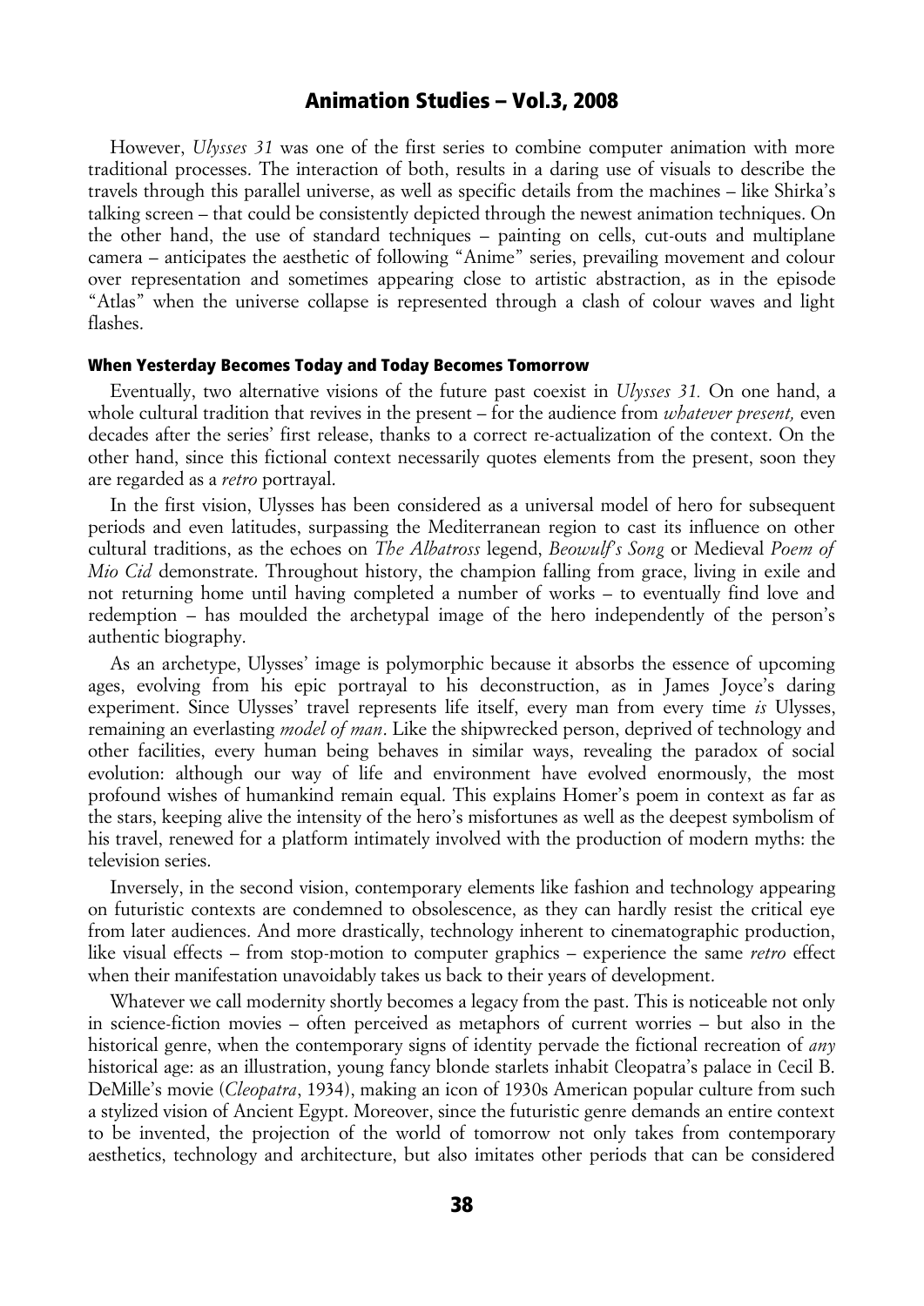However, *Ulysses 31* was one of the first series to combine computer animation with more traditional processes. The interaction of both, results in a daring use of visuals to describe the travels through this parallel universe, as well as specific details from the machines – like Shirka's talking screen – that could be consistently depicted through the newest animation techniques. On the other hand, the use of standard techniques – painting on cells, cut-outs and multiplane camera – anticipates the aesthetic of following "Anime" series, prevailing movement and colour over representation and sometimes appearing close to artistic abstraction, as in the episode "Atlas" when the universe collapse is represented through a clash of colour waves and light flashes.

### When Yesterday Becomes Today and Today Becomes Tomorrow

Eventually, two alternative visions of the future past coexist in *Ulysses 31.* On one hand, a whole cultural tradition that revives in the present – for the audience from *whatever present,* even decades after the series' first release, thanks to a correct re-actualization of the context. On the other hand, since this fictional context necessarily quotes elements from the present, soon they are regarded as a *retro* portrayal.

In the first vision, Ulysses has been considered as a universal model of hero for subsequent periods and even latitudes, surpassing the Mediterranean region to cast its influence on other cultural traditions, as the echoes on *The Albatross* legend, *Beowulf's Song* or Medieval *Poem of Mio Cid* demonstrate. Throughout history, the champion falling from grace, living in exile and not returning home until having completed a number of works – to eventually find love and redemption – has moulded the archetypal image of the hero independently of the person's authentic biography.

As an archetype, Ulysses' image is polymorphic because it absorbs the essence of upcoming ages, evolving from his epic portrayal to his deconstruction, as in James Joyce's daring experiment. Since Ulysses' travel represents life itself, every man from every time *is* Ulysses, remaining an everlasting *model of man*. Like the shipwrecked person, deprived of technology and other facilities, every human being behaves in similar ways, revealing the paradox of social evolution: although our way of life and environment have evolved enormously, the most profound wishes of humankind remain equal. This explains Homer's poem in context as far as the stars, keeping alive the intensity of the hero's misfortunes as well as the deepest symbolism of his travel, renewed for a platform intimately involved with the production of modern myths: the television series.

Inversely, in the second vision, contemporary elements like fashion and technology appearing on futuristic contexts are condemned to obsolescence, as they can hardly resist the critical eye from later audiences. And more drastically, technology inherent to cinematographic production, like visual effects – from stop-motion to computer graphics – experience the same *retro* effect when their manifestation unavoidably takes us back to their years of development.

Whatever we call modernity shortly becomes a legacy from the past. This is noticeable not only in science-fiction movies – often perceived as metaphors of current worries – but also in the historical genre, when the contemporary signs of identity pervade the fictional recreation of *any* historical age: as an illustration, young fancy blonde starlets inhabit Cleopatra's palace in Cecil B. DeMille's movie (*Cleopatra*, 1934), making an icon of 1930s American popular culture from such a stylized vision of Ancient Egypt. Moreover, since the futuristic genre demands an entire context to be invented, the projection of the world of tomorrow not only takes from contemporary aesthetics, technology and architecture, but also imitates other periods that can be considered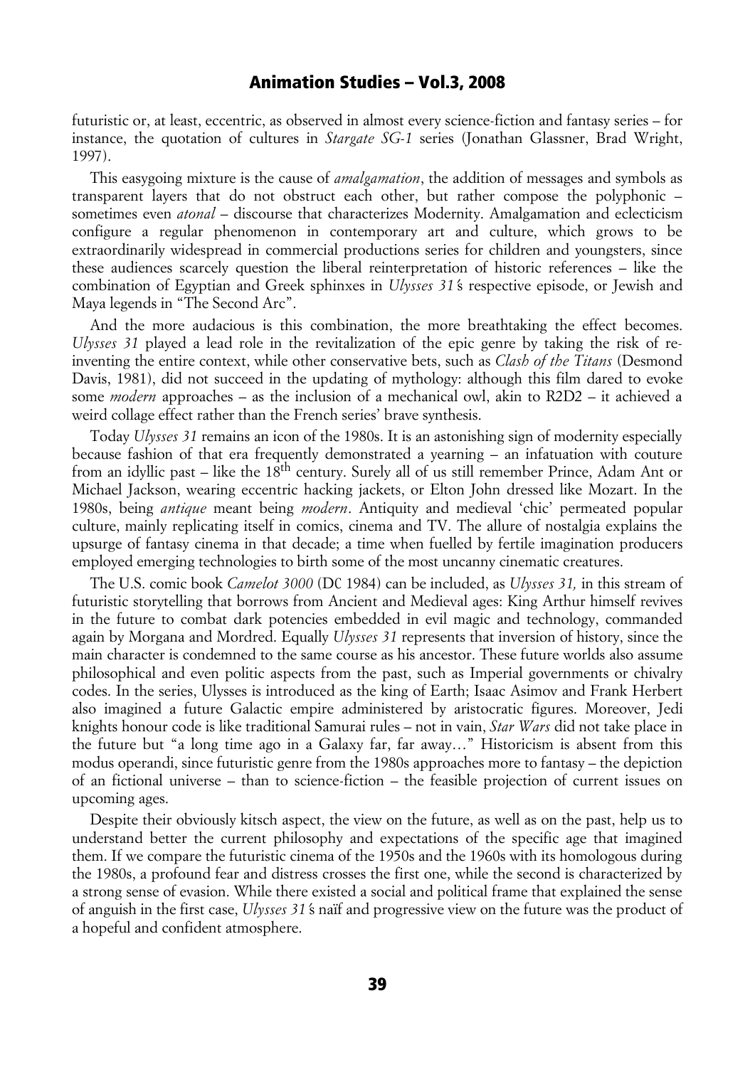futuristic or, at least, eccentric, as observed in almost every science-fiction and fantasy series – for instance, the quotation of cultures in *Stargate SG-1* series (Jonathan Glassner, Brad Wright, 1997).

This easygoing mixture is the cause of *amalgamation*, the addition of messages and symbols as transparent layers that do not obstruct each other, but rather compose the polyphonic – sometimes even *atonal* – discourse that characterizes Modernity. Amalgamation and eclecticism configure a regular phenomenon in contemporary art and culture, which grows to be extraordinarily widespread in commercial productions series for children and youngsters, since these audiences scarcely question the liberal reinterpretation of historic references – like the combination of Egyptian and Greek sphinxes in *Ulysses 31*'s respective episode, or Jewish and Maya legends in "The Second Arc".

And the more audacious is this combination, the more breathtaking the effect becomes. *Ulysses 31* played a lead role in the revitalization of the epic genre by taking the risk of re-inventing the entire context, while other conservative bets, such as *Clash of the Titans* (Desmond Davis, 1981), did not succeed in the updating of mythology: although this film dared to evoke some *modern* approaches – as the inclusion of a mechanical owl, akin to R2D2 – it achieved a weird collage effect rather than the French series' brave synthesis.

Today *Ulysses 31* remains an icon of the 1980s. It is an astonishing sign of modernity especially because fashion of that era frequently demonstrated a yearning – an infatuation with couture from an idyllic past – like the 18th century. Surely all of us still remember Prince, Adam Ant or Michael Jackson, wearing eccentric hacking jackets, or Elton John dressed like Mozart. In the 1980s, being *antique* meant being *modern*. Antiquity and medieval 'chic' permeated popular culture, mainly replicating itself in comics, cinema and TV. The allure of nostalgia explains the upsurge of fantasy cinema in that decade; a time when fuelled by fertile imagination producers employed emerging technologies to birth some of the most uncanny cinematic creatures.

The U.S. comic book *Camelot 3000* (DC 1984) can be included, as *Ulysses 31,* in this stream of futuristic storytelling that borrows from Ancient and Medieval ages: King Arthur himself revives in the future to combat dark potencies embedded in evil magic and technology, commanded again by Morgana and Mordred. Equally *Ulysses 31* represents that inversion of history, since the main character is condemned to the same course as his ancestor. These future worlds also assume philosophical and even politic aspects from the past, such as Imperial governments or chivalry codes. In the series, Ulysses is introduced as the king of Earth; Isaac Asimov and Frank Herbert also imagined a future Galactic empire administered by aristocratic figures. Moreover, Jedi knights honour code is like traditional Samurai rules – not in vain, *Star Wars* did not take place in the future but "a long time ago in a Galaxy far, far away…" Historicism is absent from this modus operandi, since futuristic genre from the 1980s approaches more to fantasy – the depiction of an fictional universe – than to science-fiction – the feasible projection of current issues on upcoming ages.

Despite their obviously kitsch aspect, the view on the future, as well as on the past, help us to understand better the current philosophy and expectations of the specific age that imagined them. If we compare the futuristic cinema of the 1950s and the 1960s with its homologous during the 1980s, a profound fear and distress crosses the first one, while the second is characterized by a strong sense of evasion. While there existed a social and political frame that explained the sense of anguish in the first case, *Ulysses 31*'s naïf and progressive view on the future was the product of a hopeful and confident atmosphere.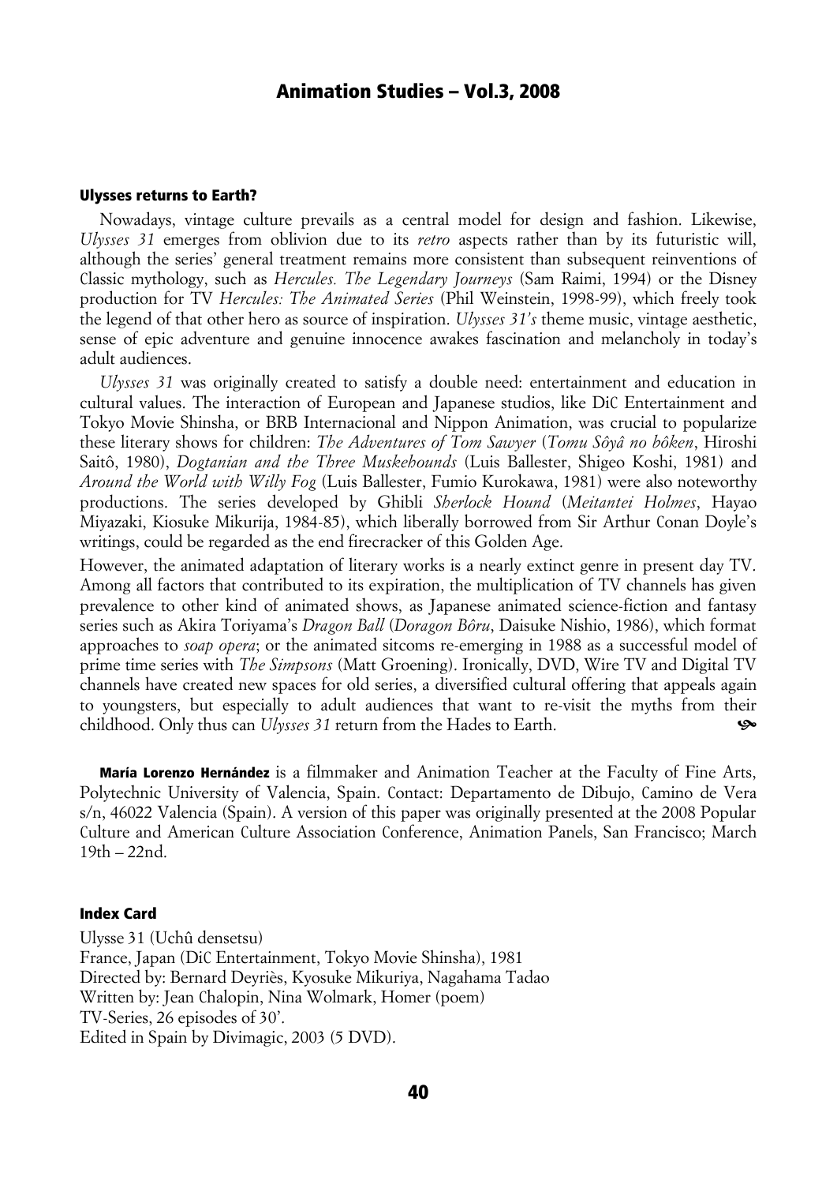#### Ulysses returns to Earth?

Nowadays, vintage culture prevails as a central model for design and fashion. Likewise, *Ulysses 31* emerges from oblivion due to its *retro* aspects rather than by its futuristic will, although the series' general treatment remains more consistent than subsequent reinventions of Classic mythology, such as *Hercules. The Legendary Journeys* (Sam Raimi, 1994) or the Disney production for TV *Hercules: The Animated Series* (Phil Weinstein, 1998-99), which freely took the legend of that other hero as source of inspiration. *Ulysses 31's* theme music, vintage aesthetic, sense of epic adventure and genuine innocence awakes fascination and melancholy in today's adult audiences.

*Ulysses 31* was originally created to satisfy a double need: entertainment and education in cultural values. The interaction of European and Japanese studios, like DiC Entertainment and Tokyo Movie Shinsha, or BRB Internacional and Nippon Animation, was crucial to popularize these literary shows for children: *The Adventures of Tom Sawyer* (*Tomu Sôyâ no bôken*, Hiroshi Saitô, 1980), *Dogtanian and the Three Muskehounds* (Luis Ballester, Shigeo Koshi, 1981) and *Around the World with Willy Fog* (Luis Ballester, Fumio Kurokawa, 1981) were also noteworthy productions. The series developed by Ghibli *Sherlock Hound* (*Meitantei Holmes*, Hayao Miyazaki, Kiosuke Mikurija, 1984-85), which liberally borrowed from Sir Arthur Conan Doyle's writings, could be regarded as the end firecracker of this Golden Age.

However, the animated adaptation of literary works is a nearly extinct genre in present day TV. Among all factors that contributed to its expiration, the multiplication of TV channels has given prevalence to other kind of animated shows, as Japanese animated science-fiction and fantasy series such as Akira Toriyama's *Dragon Ball* (*Doragon Bôru*, Daisuke Nishio, 1986), which format approaches to *soap opera*; or the animated sitcoms re-emerging in 1988 as a successful model of prime time series with *The Simpsons* (Matt Groening). Ironically, DVD, Wire TV and Digital TV channels have created new spaces for old series, a diversified cultural offering that appeals again to youngsters, but especially to adult audiences that want to re-visit the myths from their childhood. Only thus can *Ulysses 31* return from the Hades to Earth.

**María Lorenzo Hernández** is a filmmaker and Animation Teacher at the Faculty of Fine Arts, Polytechnic University of Valencia, Spain. Contact: Departamento de Dibujo, Camino de Vera s/n, 46022 Valencia (Spain). A version of this paper was originally presented at the 2008 Popular Culture and American Culture Association Conference, Animation Panels, San Francisco; March 19th – 22nd.

#### Index Card

Ulysse 31 (Uchû densetsu)
France, Japan (DiC Entertainment, Tokyo Movie Shinsha), 1981
Directed by: Bernard Deyriès, Kyosuke Mikuriya, Nagahama Tadao
Written by: Jean Chalopin, Nina Wolmark, Homer (poem)
TV-Series, 26 episodes of 30'.
Edited in Spain by Divimagic, 2003 (5 DVD).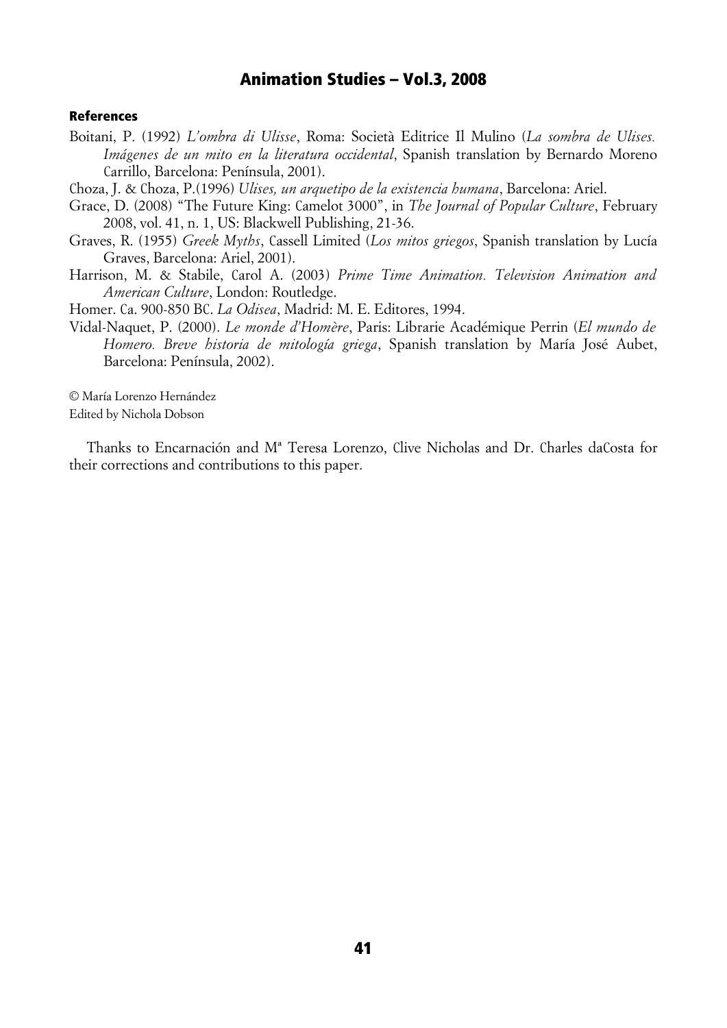### References

Boitani, P. (1992) *L'ombra di Ulisse*, Roma: Società Editrice Il Mulino (*La sombra de Ulises. Imágenes de un mito en la literatura occidental*, Spanish translation by Bernardo Moreno Carrillo, Barcelona: Península, 2001).

Choza, J. & Choza, P.(1996) *Ulises, un arquetipo de la existencia humana*, Barcelona: Ariel.

Grace, D. (2008) "The Future King: Camelot 3000", in *The Journal of Popular Culture*, February 2008, vol. 41, n. 1, US: Blackwell Publishing, 21-36.

Graves, R. (1955) *Greek Myths*, Cassell Limited (*Los mitos griegos*, Spanish translation by Lucía Graves, Barcelona: Ariel, 2001).

Harrison, M. & Stabile, Carol A. (2003) *Prime Time Animation. Television Animation and American Culture*, London: Routledge.

Homer. Ca. 900-850 BC. *La Odisea*, Madrid: M. E. Editores, 1994.

Vidal-Naquet, P. (2000). *Le monde d'Homère*, Paris: Librarie Académique Perrin (*El mundo de Homero. Breve historia de mitología griega*, Spanish translation by María José Aubet, Barcelona: Península, 2002).

© María Lorenzo Hernández
Edited by Nichola Dobson

Thanks to Encarnación and Mª Teresa Lorenzo, Clive Nicholas and Dr. Charles daCosta for their corrections and contributions to this paper.